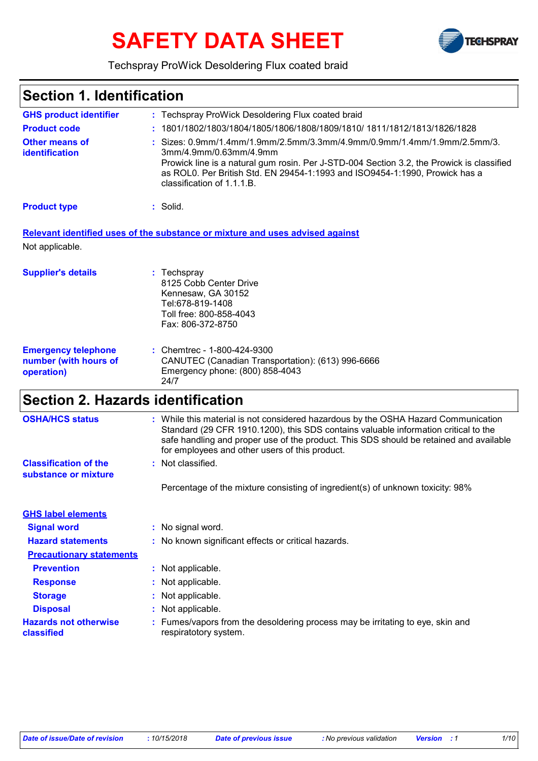# SAFETY DATA SHEET

Techspray ProWick Desoldering Flux coated braid

## Section 1. Identification

| | | |
|---|---|---|
| **GHS product identifier** | : | Techspray ProWick Desoldering Flux coated braid |
| **Product code** | : | 1801/1802/1803/1804/1805/1806/1808/1809/1810/ 1811/1812/1813/1826/1828 |
| **Other means of identification** | : | Sizes: 0.9mm/1.4mm/1.9mm/2.5mm/3.3mm/4.9mm/0.9mm/1.4mm/1.9mm/2.5mm/3.3mm/4.9mm/0.63mm/4.9mm<br>Prowick line is a natural gum rosin. Per J-STD-004 Section 3.2, the Prowick is classified as ROL0. Per British Std. EN 29454-1:1993 and ISO9454-1:1990, Prowick has a classification of 1.1.1.B. |
| **Product type** | : | Solid. |

**Relevant identified uses of the substance or mixture and uses advised against**

Not applicable.

| | | |
|---|---|---|
| **Supplier's details** | : | Techspray<br>8125 Cobb Center Drive<br>Kennesaw, GA 30152<br>Tel:678-819-1408<br>Toll free: 800-858-4043<br>Fax: 806-372-8750 |
| **Emergency telephone number (with hours of operation)** | : | Chemtrec - 1-800-424-9300<br>CANUTEC (Canadian Transportation): (613) 996-6666<br>Emergency phone: (800) 858-4043<br>24/7 |

## Section 2. Hazards identification

| | | |
|---|---|---|
| **OSHA/HCS status** | : | While this material is not considered hazardous by the OSHA Hazard Communication Standard (29 CFR 1910.1200), this SDS contains valuable information critical to the safe handling and proper use of the product. This SDS should be retained and available for employees and other users of this product. |
| **Classification of the substance or mixture** | : | Not classified.<br><br>Percentage of the mixture consisting of ingredient(s) of unknown toxicity: 98% |

**GHS label elements**

| | | |
|---|---|---|
| **Signal word** | : | No signal word. |
| **Hazard statements** | : | No known significant effects or critical hazards. |
| **Precautionary statements** | | |
| **Prevention** | : | Not applicable. |
| **Response** | : | Not applicable. |
| **Storage** | : | Not applicable. |
| **Disposal** | : | Not applicable. |
| **Hazards not otherwise classified** | : | Fumes/vapors from the desoldering process may be irritating to eye, skin and respiratotory system. |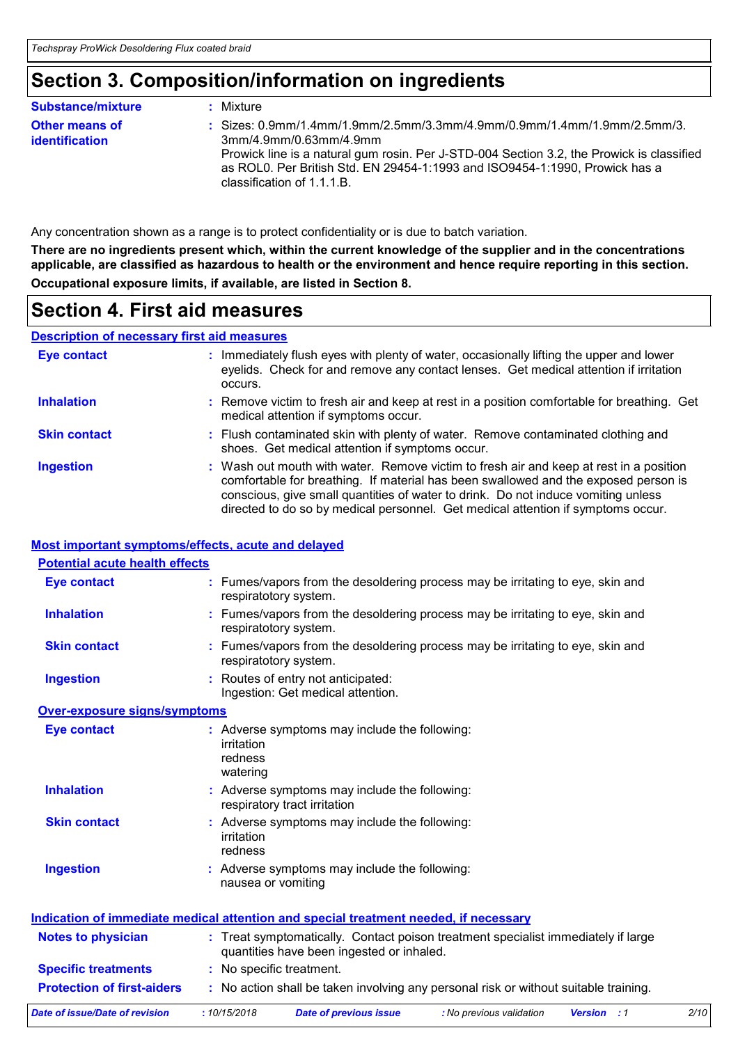# Section 3. Composition/information on ingredients

**Substance/mixture** : Mixture

**Other means of identification** : Sizes: 0.9mm/1.4mm/1.9mm/2.5mm/3.3mm/4.9mm/0.9mm/1.4mm/1.9mm/2.5mm/3.3mm/4.9mm/0.63mm/4.9mm
Prowick line is a natural gum rosin. Per J-STD-004 Section 3.2, the Prowick is classified as ROL0. Per British Std. EN 29454-1:1993 and ISO9454-1:1990, Prowick has a classification of 1.1.1.B.

Any concentration shown as a range is to protect confidentiality or is due to batch variation.

**There are no ingredients present which, within the current knowledge of the supplier and in the concentrations applicable, are classified as hazardous to health or the environment and hence require reporting in this section.**

**Occupational exposure limits, if available, are listed in Section 8.**

# Section 4. First aid measures

## Description of necessary first aid measures

**Eye contact** : Immediately flush eyes with plenty of water, occasionally lifting the upper and lower eyelids. Check for and remove any contact lenses. Get medical attention if irritation occurs.

**Inhalation** : Remove victim to fresh air and keep at rest in a position comfortable for breathing. Get medical attention if symptoms occur.

**Skin contact** : Flush contaminated skin with plenty of water. Remove contaminated clothing and shoes. Get medical attention if symptoms occur.

**Ingestion** : Wash out mouth with water. Remove victim to fresh air and keep at rest in a position comfortable for breathing. If material has been swallowed and the exposed person is conscious, give small quantities of water to drink. Do not induce vomiting unless directed to do so by medical personnel. Get medical attention if symptoms occur.

## Most important symptoms/effects, acute and delayed

### Potential acute health effects

**Eye contact** : Fumes/vapors from the desoldering process may be irritating to eye, skin and respiratotory system.

**Inhalation** : Fumes/vapors from the desoldering process may be irritating to eye, skin and respiratotory system.

**Skin contact** : Fumes/vapors from the desoldering process may be irritating to eye, skin and respiratotory system.

**Ingestion** : Routes of entry not anticipated:
Ingestion: Get medical attention.

### Over-exposure signs/symptoms

**Eye contact** : Adverse symptoms may include the following:
irritation
redness
watering

**Inhalation** : Adverse symptoms may include the following:
respiratory tract irritation

**Skin contact** : Adverse symptoms may include the following:
irritation
redness

**Ingestion** : Adverse symptoms may include the following:
nausea or vomiting

## Indication of immediate medical attention and special treatment needed, if necessary

**Notes to physician** : Treat symptomatically. Contact poison treatment specialist immediately if large quantities have been ingested or inhaled.

**Specific treatments** : No specific treatment.

**Protection of first-aiders** : No action shall be taken involving any personal risk or without suitable training.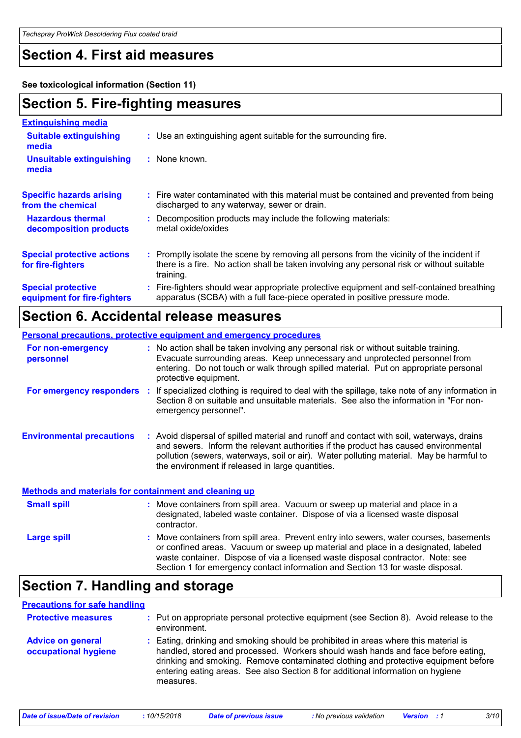## Section 4. First aid measures

**See toxicological information (Section 11)**

## Section 5. Fire-fighting measures

### Extinguishing media

**Suitable extinguishing media** : Use an extinguishing agent suitable for the surrounding fire.

**Unsuitable extinguishing media** : None known.

**Specific hazards arising from the chemical** : Fire water contaminated with this material must be contained and prevented from being discharged to any waterway, sewer or drain.

**Hazardous thermal decomposition products** : Decomposition products may include the following materials: metal oxide/oxides

**Special protective actions for fire-fighters** : Promptly isolate the scene by removing all persons from the vicinity of the incident if there is a fire. No action shall be taken involving any personal risk or without suitable training.

**Special protective equipment for fire-fighters** : Fire-fighters should wear appropriate protective equipment and self-contained breathing apparatus (SCBA) with a full face-piece operated in positive pressure mode.

## Section 6. Accidental release measures

### Personal precautions, protective equipment and emergency procedures

**For non-emergency personnel** : No action shall be taken involving any personal risk or without suitable training. Evacuate surrounding areas. Keep unnecessary and unprotected personnel from entering. Do not touch or walk through spilled material. Put on appropriate personal protective equipment.

**For emergency responders** : If specialized clothing is required to deal with the spillage, take note of any information in Section 8 on suitable and unsuitable materials. See also the information in "For non-emergency personnel".

**Environmental precautions** : Avoid dispersal of spilled material and runoff and contact with soil, waterways, drains and sewers. Inform the relevant authorities if the product has caused environmental pollution (sewers, waterways, soil or air). Water polluting material. May be harmful to the environment if released in large quantities.

### Methods and materials for containment and cleaning up

**Small spill** : Move containers from spill area. Vacuum or sweep up material and place in a designated, labeled waste container. Dispose of via a licensed waste disposal contractor.

**Large spill** : Move containers from spill area. Prevent entry into sewers, water courses, basements or confined areas. Vacuum or sweep up material and place in a designated, labeled waste container. Dispose of via a licensed waste disposal contractor. Note: see Section 1 for emergency contact information and Section 13 for waste disposal.

## Section 7. Handling and storage

### Precautions for safe handling

**Protective measures** : Put on appropriate personal protective equipment (see Section 8). Avoid release to the environment.

**Advice on general occupational hygiene** : Eating, drinking and smoking should be prohibited in areas where this material is handled, stored and processed. Workers should wash hands and face before eating, drinking and smoking. Remove contaminated clothing and protective equipment before entering eating areas. See also Section 8 for additional information on hygiene measures.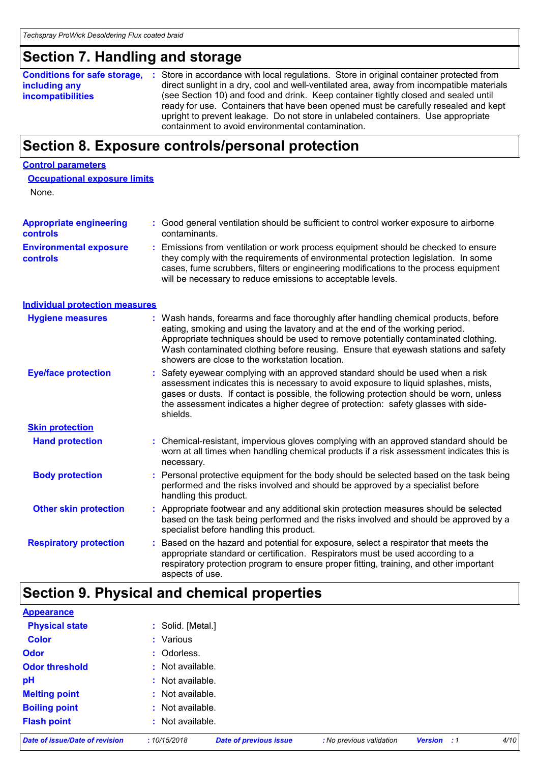## Section 7. Handling and storage

**Conditions for safe storage, including any incompatibilities** : Store in accordance with local regulations. Store in original container protected from direct sunlight in a dry, cool and well-ventilated area, away from incompatible materials (see Section 10) and food and drink. Keep container tightly closed and sealed until ready for use. Containers that have been opened must be carefully resealed and kept upright to prevent leakage. Do not store in unlabeled containers. Use appropriate containment to avoid environmental contamination.

## Section 8. Exposure controls/personal protection

### Control parameters

#### Occupational exposure limits

None.

**Appropriate engineering controls** : Good general ventilation should be sufficient to control worker exposure to airborne contaminants.

**Environmental exposure controls** : Emissions from ventilation or work process equipment should be checked to ensure they comply with the requirements of environmental protection legislation. In some cases, fume scrubbers, filters or engineering modifications to the process equipment will be necessary to reduce emissions to acceptable levels.

### Individual protection measures

**Hygiene measures** : Wash hands, forearms and face thoroughly after handling chemical products, before eating, smoking and using the lavatory and at the end of the working period. Appropriate techniques should be used to remove potentially contaminated clothing. Wash contaminated clothing before reusing. Ensure that eyewash stations and safety showers are close to the workstation location.

**Eye/face protection** : Safety eyewear complying with an approved standard should be used when a risk assessment indicates this is necessary to avoid exposure to liquid splashes, mists, gases or dusts. If contact is possible, the following protection should be worn, unless the assessment indicates a higher degree of protection: safety glasses with side-shields.

#### Skin protection

**Hand protection** : Chemical-resistant, impervious gloves complying with an approved standard should be worn at all times when handling chemical products if a risk assessment indicates this is necessary.

**Body protection** : Personal protective equipment for the body should be selected based on the task being performed and the risks involved and should be approved by a specialist before handling this product.

**Other skin protection** : Appropriate footwear and any additional skin protection measures should be selected based on the task being performed and the risks involved and should be approved by a specialist before handling this product.

**Respiratory protection** : Based on the hazard and potential for exposure, select a respirator that meets the appropriate standard or certification. Respirators must be used according to a respiratory protection program to ensure proper fitting, training, and other important aspects of use.

## Section 9. Physical and chemical properties

### Appearance

**Physical state** : Solid. [Metal.]

**Color** : Various

**Odor** : Odorless.

**Odor threshold** : Not available.

**pH** : Not available.

**Melting point** : Not available.

**Boiling point** : Not available.

**Flash point** : Not available.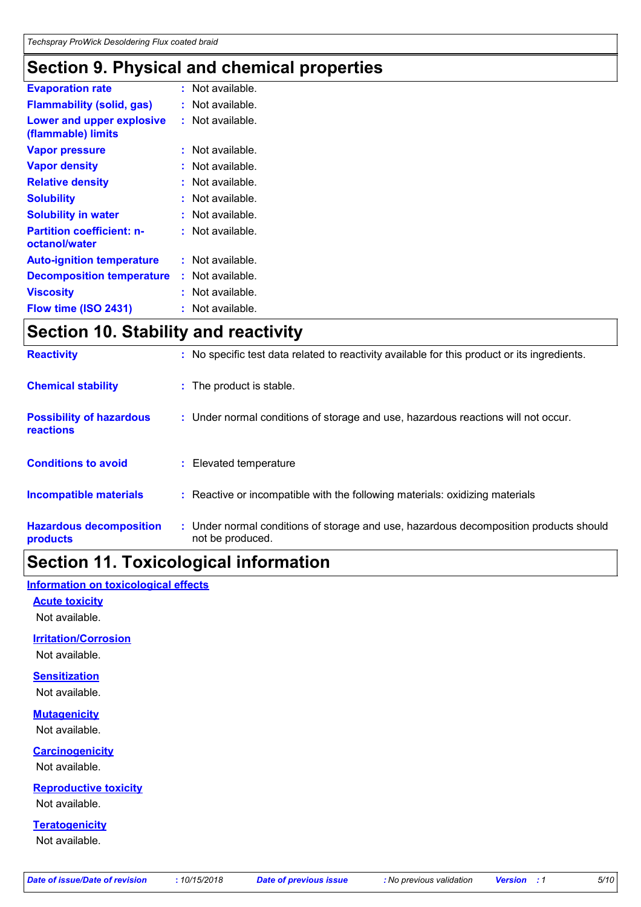## Section 9. Physical and chemical properties

| | | |
|---|---|---|
| **Evaporation rate** | : | Not available. |
| **Flammability (solid, gas)** | : | Not available. |
| **Lower and upper explosive (flammable) limits** | : | Not available. |
| **Vapor pressure** | : | Not available. |
| **Vapor density** | : | Not available. |
| **Relative density** | : | Not available. |
| **Solubility** | : | Not available. |
| **Solubility in water** | : | Not available. |
| **Partition coefficient: n-octanol/water** | : | Not available. |
| **Auto-ignition temperature** | : | Not available. |
| **Decomposition temperature** | : | Not available. |
| **Viscosity** | : | Not available. |
| **Flow time (ISO 2431)** | : | Not available. |

## Section 10. Stability and reactivity

| | | |
|---|---|---|
| **Reactivity** | : | No specific test data related to reactivity available for this product or its ingredients. |
| **Chemical stability** | : | The product is stable. |
| **Possibility of hazardous reactions** | : | Under normal conditions of storage and use, hazardous reactions will not occur. |
| **Conditions to avoid** | : | Elevated temperature |
| **Incompatible materials** | : | Reactive or incompatible with the following materials: oxidizing materials |
| **Hazardous decomposition products** | : | Under normal conditions of storage and use, hazardous decomposition products should not be produced. |

## Section 11. Toxicological information

### Information on toxicological effects

**Acute toxicity**

Not available.

**Irritation/Corrosion**

Not available.

**Sensitization**

Not available.

**Mutagenicity**

Not available.

**Carcinogenicity**

Not available.

**Reproductive toxicity**

Not available.

**Teratogenicity**

Not available.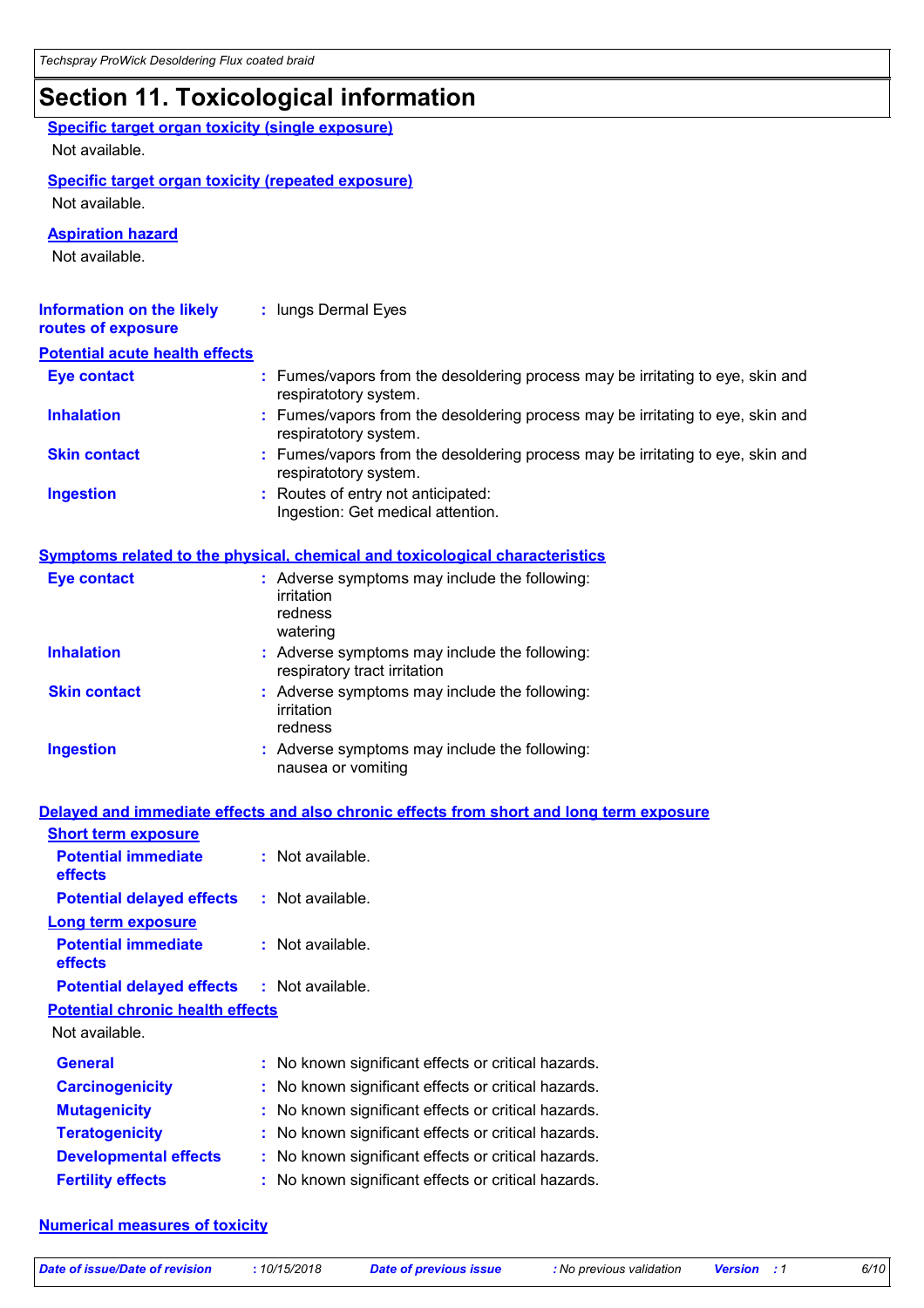# Section 11. Toxicological information

### Specific target organ toxicity (single exposure)

Not available.

### Specific target organ toxicity (repeated exposure)

Not available.

### Aspiration hazard

Not available.

**Information on the likely routes of exposure** : lungs Dermal Eyes

### Potential acute health effects

| | |
|---|---|
| **Eye contact** | : Fumes/vapors from the desoldering process may be irritating to eye, skin and respiratoty system. |
| **Inhalation** | : Fumes/vapors from the desoldering process may be irritating to eye, skin and respiratoty system. |
| **Skin contact** | : Fumes/vapors from the desoldering process may be irritating to eye, skin and respiratoty system. |
| **Ingestion** | : Routes of entry not anticipated: Ingestion: Get medical attention. |

### Symptoms related to the physical, chemical and toxicological characteristics

| | |
|---|---|
| **Eye contact** | : Adverse symptoms may include the following: irritation redness watering |
| **Inhalation** | : Adverse symptoms may include the following: respiratory tract irritation |
| **Skin contact** | : Adverse symptoms may include the following: irritation redness |
| **Ingestion** | : Adverse symptoms may include the following: nausea or vomiting |

### Delayed and immediate effects and also chronic effects from short and long term exposure

**Short term exposure**

| | |
|---|---|
| **Potential immediate effects** | : Not available. |
| **Potential delayed effects** | : Not available. |

**Long term exposure**

| | |
|---|---|
| **Potential immediate effects** | : Not available. |
| **Potential delayed effects** | : Not available. |

**Potential chronic health effects**

Not available.

| | |
|---|---|
| **General** | : No known significant effects or critical hazards. |
| **Carcinogenicity** | : No known significant effects or critical hazards. |
| **Mutagenicity** | : No known significant effects or critical hazards. |
| **Teratogenicity** | : No known significant effects or critical hazards. |
| **Developmental effects** | : No known significant effects or critical hazards. |
| **Fertility effects** | : No known significant effects or critical hazards. |

### Numerical measures of toxicity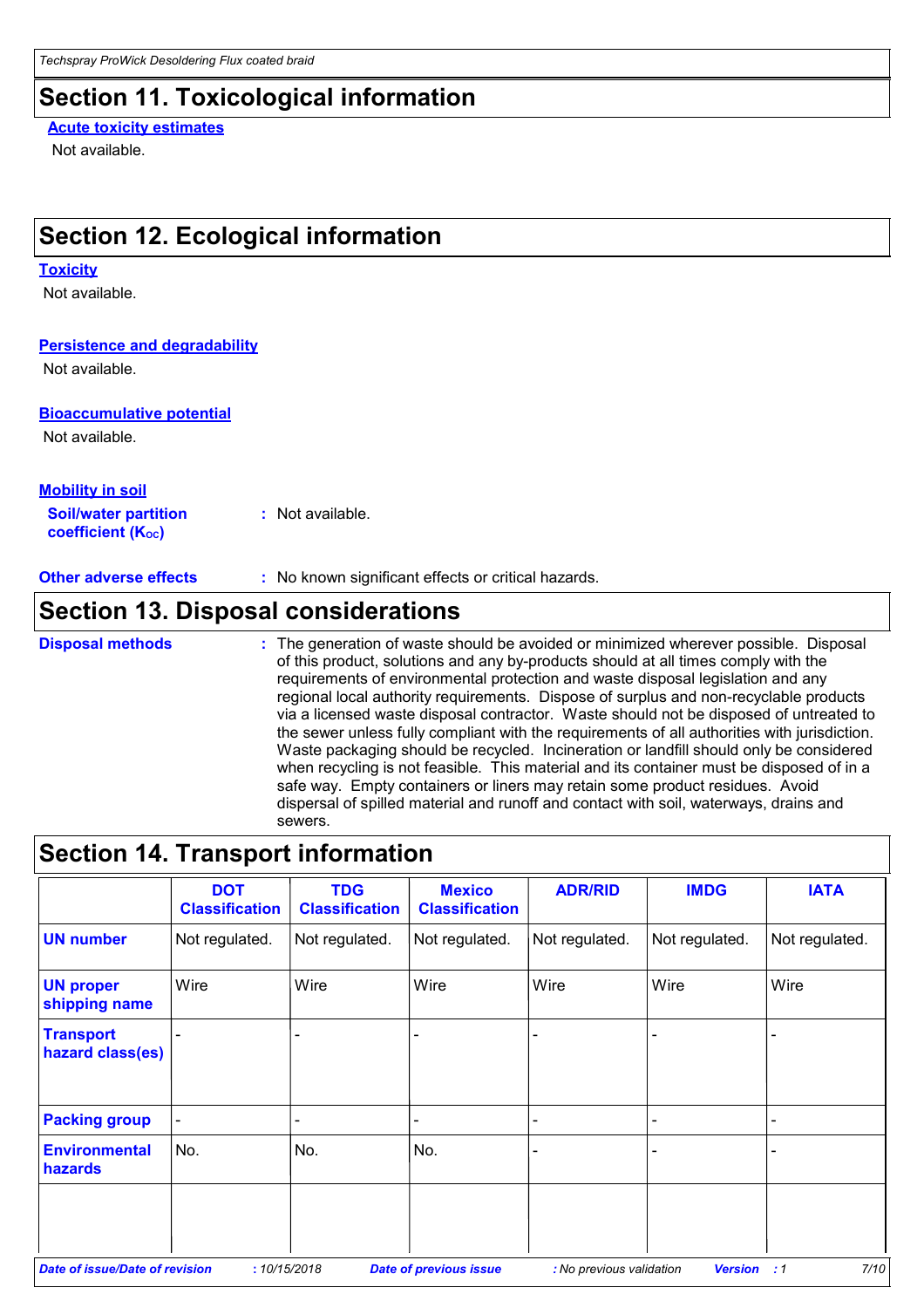## Section 11. Toxicological information

**Acute toxicity estimates**

Not available.

## Section 12. Ecological information

**Toxicity**

Not available.

**Persistence and degradability**

Not available.

**Bioaccumulative potential**

Not available.

**Mobility in soil**

**Soil/water partition coefficient ($K_{OC}$)** : Not available.

**Other adverse effects** : No known significant effects or critical hazards.

## Section 13. Disposal considerations

**Disposal methods** : The generation of waste should be avoided or minimized wherever possible. Disposal of this product, solutions and any by-products should at all times comply with the requirements of environmental protection and waste disposal legislation and any regional local authority requirements. Dispose of surplus and non-recyclable products via a licensed waste disposal contractor. Waste should not be disposed of untreated to the sewer unless fully compliant with the requirements of all authorities with jurisdiction. Waste packaging should be recycled. Incineration or landfill should only be considered when recycling is not feasible. This material and its container must be disposed of in a safe way. Empty containers or liners may retain some product residues. Avoid dispersal of spilled material and runoff and contact with soil, waterways, drains and sewers.

## Section 14. Transport information

| | DOT Classification | TDG Classification | Mexico Classification | ADR/RID | IMDG | IATA |
|---|---|---|---|---|---|---|
| **UN number** | Not regulated. | Not regulated. | Not regulated. | Not regulated. | Not regulated. | Not regulated. |
| **UN proper shipping name** | Wire | Wire | Wire | Wire | Wire | Wire |
| **Transport hazard class(es)** | - | - | - | - | - | - |
| **Packing group** | - | - | - | - | - | - |
| **Environmental hazards** | No. | No. | No. | - | - | - |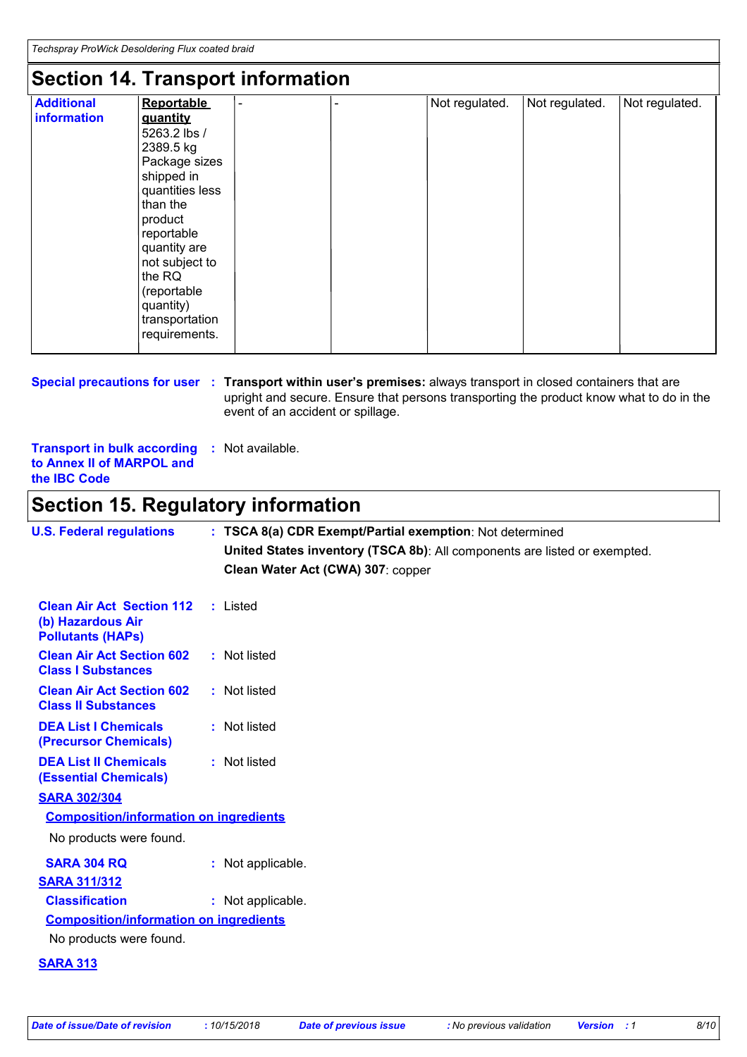## Section 14. Transport information

| | | | | | | |
|---|---|---|---|---|---|---|
| **Additional information** | **Reportable quantity** 5263.2 lbs / 2389.5 kg Package sizes shipped in quantities less than the product reportable quantity are not subject to the RQ (reportable quantity) transportation requirements. | - | - | Not regulated. | Not regulated. | Not regulated. |

**Special precautions for user** : **Transport within user's premises:** always transport in closed containers that are upright and secure. Ensure that persons transporting the product know what to do in the event of an accident or spillage.

**Transport in bulk according to Annex II of MARPOL and the IBC Code** : Not available.

## Section 15. Regulatory information

**U.S. Federal regulations** : **TSCA 8(a) CDR Exempt/Partial exemption**: Not determined

**United States inventory (TSCA 8b)**: All components are listed or exempted.

**Clean Water Act (CWA) 307**: copper

**Clean Air Act Section 112 (b) Hazardous Air Pollutants (HAPs)** : Listed

**Clean Air Act Section 602 Class I Substances** : Not listed

**Clean Air Act Section 602 Class II Substances** : Not listed

**DEA List I Chemicals (Precursor Chemicals)** : Not listed

**DEA List II Chemicals (Essential Chemicals)** : Not listed

**SARA 302/304**

**Composition/information on ingredients**

No products were found.

**SARA 304 RQ** : Not applicable.

**SARA 311/312**

**Classification** : Not applicable.

**Composition/information on ingredients**

No products were found.

**SARA 313**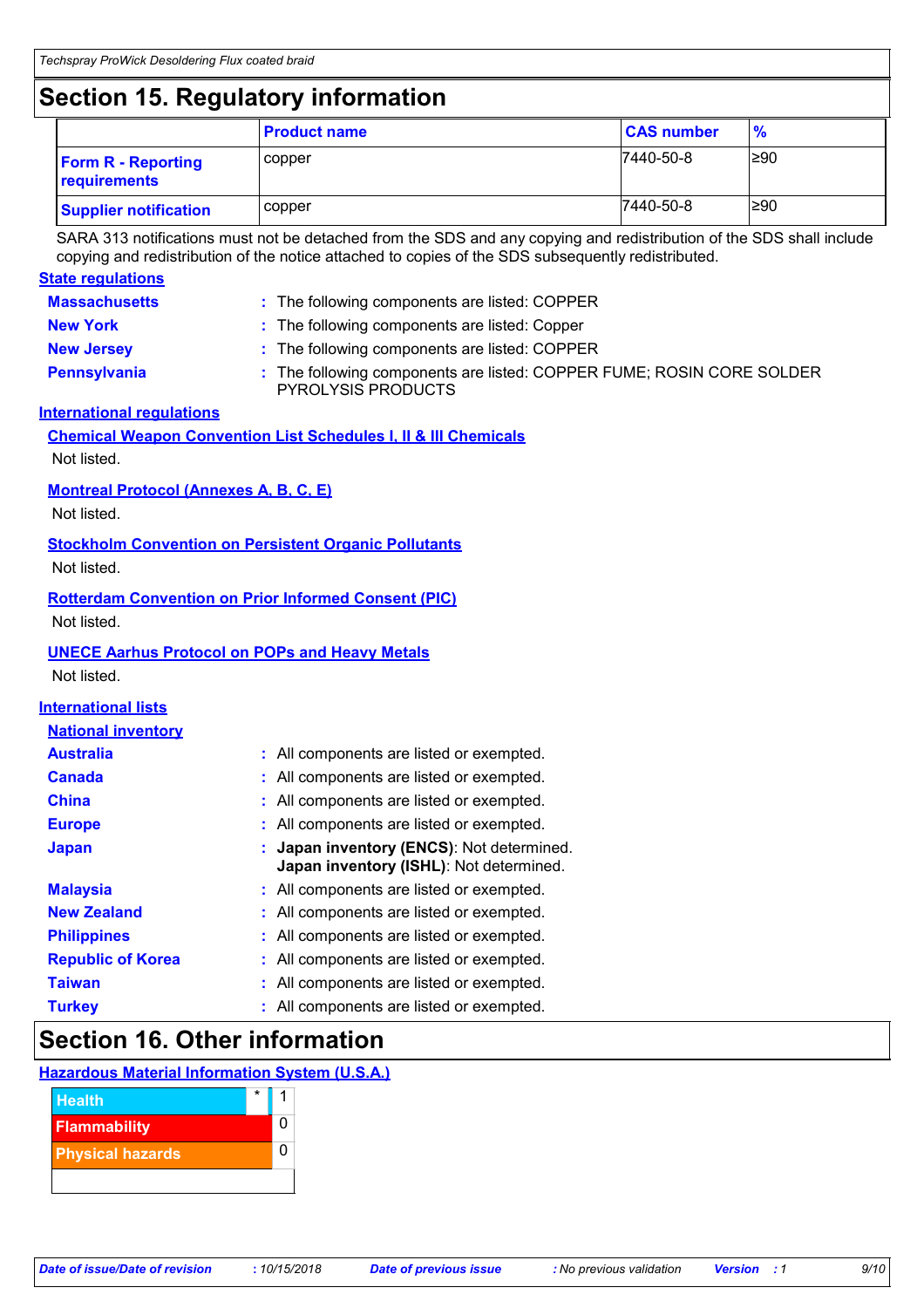## Section 15. Regulatory information

| | Product name | CAS number | % |
|---|---|---|---|
| **Form R - Reporting requirements** | copper | 7440-50-8 | ≥90 |
| **Supplier notification** | copper | 7440-50-8 | ≥90 |

SARA 313 notifications must not be detached from the SDS and any copying and redistribution of the SDS shall include copying and redistribution of the notice attached to copies of the SDS subsequently redistributed.

**State regulations**

**Massachusetts** : The following components are listed: COPPER

**New York** : The following components are listed: Copper

**New Jersey** : The following components are listed: COPPER

**Pennsylvania** : The following components are listed: COPPER FUME; ROSIN CORE SOLDER PYROLYSIS PRODUCTS

**International regulations**

**Chemical Weapon Convention List Schedules I, II & III Chemicals**

Not listed.

**Montreal Protocol (Annexes A, B, C, E)**

Not listed.

**Stockholm Convention on Persistent Organic Pollutants**

Not listed.

**Rotterdam Convention on Prior Informed Consent (PIC)**

Not listed.

**UNECE Aarhus Protocol on POPs and Heavy Metals**

Not listed.

**International lists**

**National inventory**

**Australia** : All components are listed or exempted.

**Canada** : All components are listed or exempted.

**China** : All components are listed or exempted.

**Europe** : All components are listed or exempted.

**Japan** : **Japan inventory (ENCS)**: Not determined.
**Japan inventory (ISHL)**: Not determined.

**Malaysia** : All components are listed or exempted.

**New Zealand** : All components are listed or exempted.

**Philippines** : All components are listed or exempted.

**Republic of Korea** : All components are listed or exempted.

**Taiwan** : All components are listed or exempted.

**Turkey** : All components are listed or exempted.

## Section 16. Other information

**Hazardous Material Information System (U.S.A.)**

| | | |
|---|---|---|
| Health | * | 1 |
| Flammability | | 0 |
| Physical hazards | | 0 |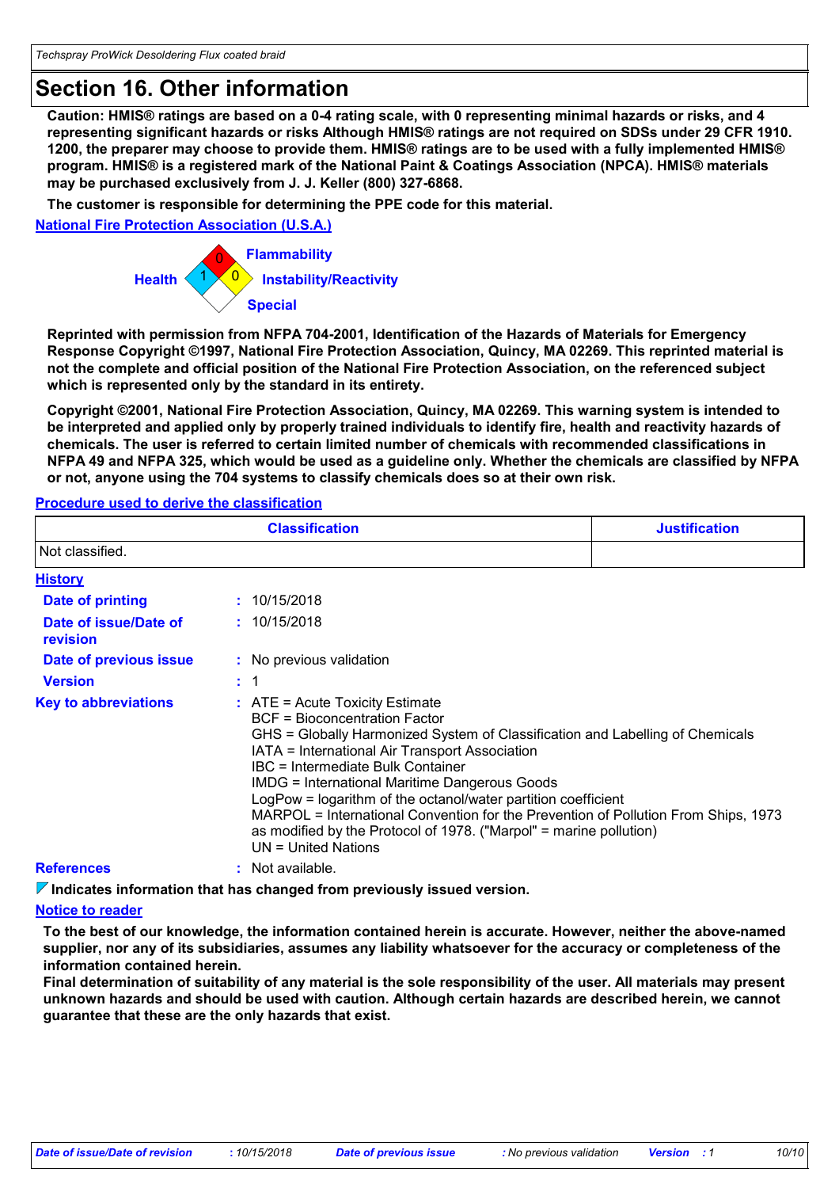# Section 16. Other information

**Caution: HMIS® ratings are based on a 0-4 rating scale, with 0 representing minimal hazards or risks, and 4 representing significant hazards or risks Although HMIS® ratings are not required on SDSs under 29 CFR 1910. 1200, the preparer may choose to provide them. HMIS® ratings are to be used with a fully implemented HMIS® program. HMIS® is a registered mark of the National Paint & Coatings Association (NPCA). HMIS® materials may be purchased exclusively from J. J. Keller (800) 327-6868.**

**The customer is responsible for determining the PPE code for this material.**

**National Fire Protection Association (U.S.A.)**

Flammability: 0
Health: 1
Instability/Reactivity: 0
Special

**Reprinted with permission from NFPA 704-2001, Identification of the Hazards of Materials for Emergency Response Copyright ©1997, National Fire Protection Association, Quincy, MA 02269. This reprinted material is not the complete and official position of the National Fire Protection Association, on the referenced subject which is represented only by the standard in its entirety.**

**Copyright ©2001, National Fire Protection Association, Quincy, MA 02269. This warning system is intended to be interpreted and applied only by properly trained individuals to identify fire, health and reactivity hazards of chemicals. The user is referred to certain limited number of chemicals with recommended classifications in NFPA 49 and NFPA 325, which would be used as a guideline only. Whether the chemicals are classified by NFPA or not, anyone using the 704 systems to classify chemicals does so at their own risk.**

**Procedure used to derive the classification**

| Classification | Justification |
|---|---|
| Not classified. | |

**History**

**Date of printing** : 10/15/2018

**Date of issue/Date of revision** : 10/15/2018

**Date of previous issue** : No previous validation

**Version** : 1

**Key to abbreviations** : ATE = Acute Toxicity Estimate
BCF = Bioconcentration Factor
GHS = Globally Harmonized System of Classification and Labelling of Chemicals
IATA = International Air Transport Association
IBC = Intermediate Bulk Container
IMDG = International Maritime Dangerous Goods
LogPow = logarithm of the octanol/water partition coefficient
MARPOL = International Convention for the Prevention of Pollution From Ships, 1973 as modified by the Protocol of 1978. ("Marpol" = marine pollution)
UN = United Nations

**References** : Not available.

**Indicates information that has changed from previously issued version.**

**Notice to reader**

**To the best of our knowledge, the information contained herein is accurate. However, neither the above-named supplier, nor any of its subsidiaries, assumes any liability whatsoever for the accuracy or completeness of the information contained herein.**
**Final determination of suitability of any material is the sole responsibility of the user. All materials may present unknown hazards and should be used with caution. Although certain hazards are described herein, we cannot guarantee that these are the only hazards that exist.**